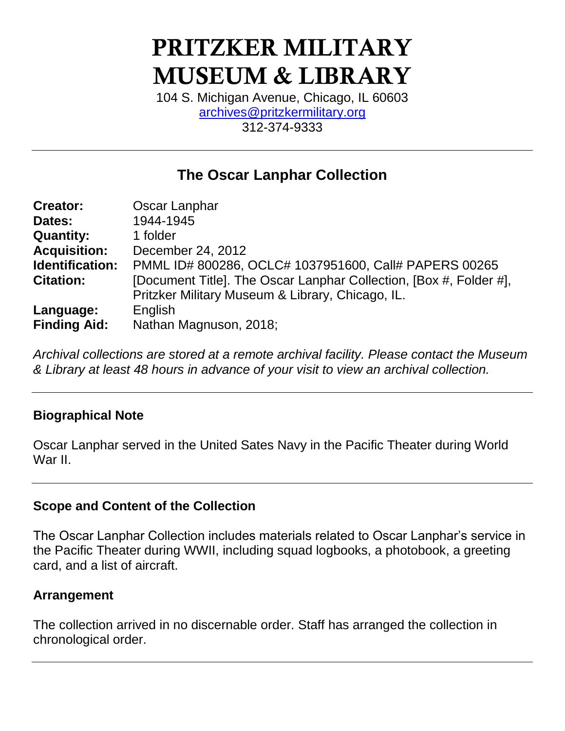# PRITZKER MILITARY MUSEUM & LIBRARY

104 S. Michigan Avenue, Chicago, IL 60603
archives@pritzkermilitary.org
312-374-9333

---

## The Oscar Lanphar Collection

**Creator:** Oscar Lanphar
**Dates:** 1944-1945
**Quantity:** 1 folder
**Acquisition:** December 24, 2012
**Identification:** PMML ID# 800286, OCLC# 1037951600, Call# PAPERS 00265
**Citation:** [Document Title]. The Oscar Lanphar Collection, [Box #, Folder #], Pritzker Military Museum & Library, Chicago, IL.
**Language:** English
**Finding Aid:** Nathan Magnuson, 2018;

*Archival collections are stored at a remote archival facility. Please contact the Museum & Library at least 48 hours in advance of your visit to view an archival collection.*

---

### Biographical Note

Oscar Lanphar served in the United Sates Navy in the Pacific Theater during World War II.

---

### Scope and Content of the Collection

The Oscar Lanphar Collection includes materials related to Oscar Lanphar's service in the Pacific Theater during WWII, including squad logbooks, a photobook, a greeting card, and a list of aircraft.

### Arrangement

The collection arrived in no discernable order. Staff has arranged the collection in chronological order.

---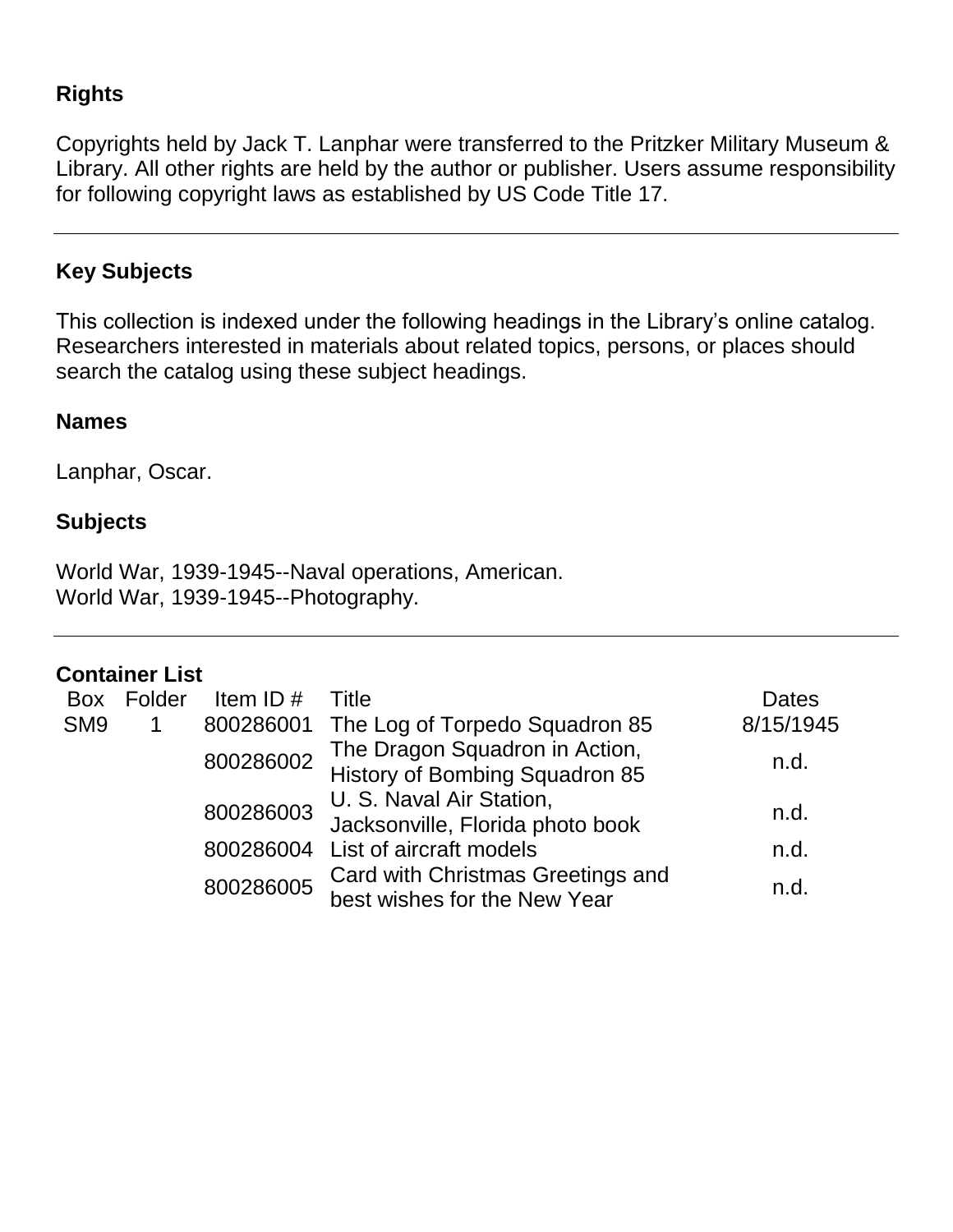## Rights

Copyrights held by Jack T. Lanphar were transferred to the Pritzker Military Museum & Library. All other rights are held by the author or publisher. Users assume responsibility for following copyright laws as established by US Code Title 17.

---

## Key Subjects

This collection is indexed under the following headings in the Library's online catalog. Researchers interested in materials about related topics, persons, or places should search the catalog using these subject headings.

### Names

Lanphar, Oscar.

### Subjects

World War, 1939-1945--Naval operations, American.
World War, 1939-1945--Photography.

---

## Container List

| Box | Folder | Item ID # | Title | Dates |
|---|---|---|---|---|
| SM9 | 1 | 800286001 | The Log of Torpedo Squadron 85 | 8/15/1945 |
| | | 800286002 | The Dragon Squadron in Action, History of Bombing Squadron 85 | n.d. |
| | | 800286003 | U. S. Naval Air Station, Jacksonville, Florida photo book | n.d. |
| | | 800286004 | List of aircraft models | n.d. |
| | | 800286005 | Card with Christmas Greetings and best wishes for the New Year | n.d. |